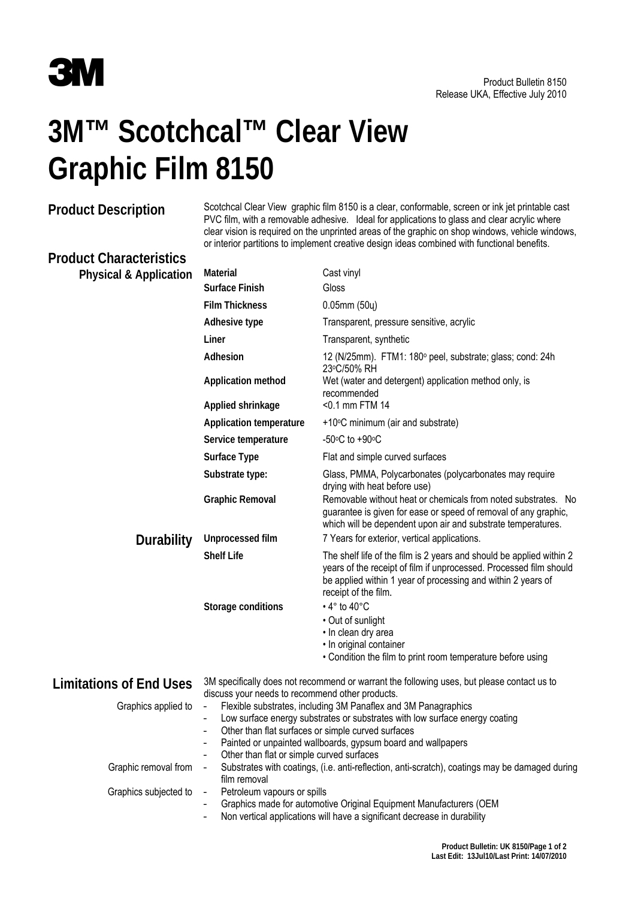3M

Product Bulletin 8150
Release UKA, Effective July 2010

# 3M™ Scotchcal™ Clear View Graphic Film 8150

## Product Description

Scotchcal Clear View graphic film 8150 is a clear, conformable, screen or ink jet printable cast PVC film, with a removable adhesive. Ideal for applications to glass and clear acrylic where clear vision is required on the unprinted areas of the graphic on shop windows, vehicle windows, or interior partitions to implement creative design ideas combined with functional benefits.

## Product Characteristics

### Physical & Application

| | |
|---|---|
| **Material** | Cast vinyl |
| **Surface Finish** | Gloss |
| **Film Thickness** | 0.05mm (50µ) |
| **Adhesive type** | Transparent, pressure sensitive, acrylic |
| **Liner** | Transparent, synthetic |
| **Adhesion** | 12 (N/25mm). FTM1: 180° peel, substrate; glass; cond: 24h 23°C/50% RH |
| **Application method** | Wet (water and detergent) application method only, is recommended |
| **Applied shrinkage** | <0.1 mm FTM 14 |
| **Application temperature** | +10°C minimum (air and substrate) |
| **Service temperature** | -50°C to +90°C |
| **Surface Type** | Flat and simple curved surfaces |
| **Substrate type:** | Glass, PMMA, Polycarbonates (polycarbonates may require drying with heat before use) |
| **Graphic Removal** | Removable without heat or chemicals from noted substrates. No guarantee is given for ease or speed of removal of any graphic, which will be dependent upon air and substrate temperatures. |

### Durability

| | |
|---|---|
| **Unprocessed film** | 7 Years for exterior, vertical applications. |
| **Shelf Life** | The shelf life of the film is 2 years and should be applied within 2 years of the receipt of film if unprocessed. Processed film should be applied within 1 year of processing and within 2 years of receipt of the film. |
| **Storage conditions** | • 4° to 40°C<br>• Out of sunlight<br>• In clean dry area<br>• In original container<br>• Condition the film to print room temperature before using |

## Limitations of End Uses

3M specifically does not recommend or warrant the following uses, but please contact us to discuss your needs to recommend other products.

Graphics applied to
- Flexible substrates, including 3M Panaflex and 3M Panagraphics
- Low surface energy substrates or substrates with low surface energy coating
- Other than flat surfaces or simple curved surfaces
- Painted or unpainted wallboards, gypsum board and wallpapers
- Other than flat or simple curved surfaces

Graphic removal from
- Substrates with coatings, (i.e. anti-reflection, anti-scratch), coatings may be damaged during film removal

Graphics subjected to
- Petroleum vapours or spills
- Graphics made for automotive Original Equipment Manufacturers (OEM
- Non vertical applications will have a significant decrease in durability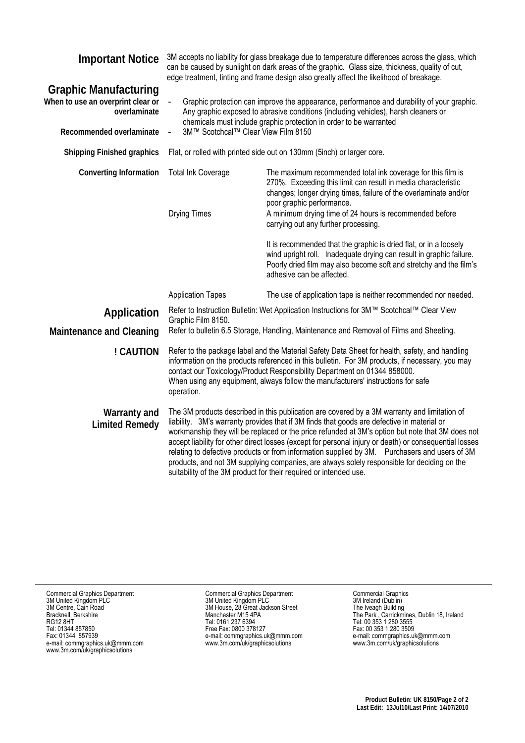## Important Notice

3M accepts no liability for glass breakage due to temperature differences across the glass, which can be caused by sunlight on dark areas of the graphic. Glass size, thickness, quality of cut, edge treatment, tinting and frame design also greatly affect the likelihood of breakage.

## Graphic Manufacturing

**When to use an overprint clear or overlaminate**

- Graphic protection can improve the appearance, performance and durability of your graphic. Any graphic exposed to abrasive conditions (including vehicles), harsh cleaners or chemicals must include graphic protection in order to be warranted

**Recommended overlaminate**

- 3M™ Scotchcal™ Clear View Film 8150

**Shipping Finished graphics**

Flat, or rolled with printed side out on 130mm (5inch) or larger core.

**Converting Information**

| | |
|---|---|
| Total Ink Coverage | The maximum recommended total ink coverage for this film is 270%. Exceeding this limit can result in media characteristic changes; longer drying times, failure of the overlaminate and/or poor graphic performance. |
| Drying Times | A minimum drying time of 24 hours is recommended before carrying out any further processing.<br><br>It is recommended that the graphic is dried flat, or in a loosely wind upright roll. Inadequate drying can result in graphic failure. Poorly dried film may also become soft and stretchy and the film's adhesive can be affected. |
| Application Tapes | The use of application tape is neither recommended nor needed. |

## Application

Refer to Instruction Bulletin: Wet Application Instructions for 3M™ Scotchcal™ Clear View Graphic Film 8150.

## Maintenance and Cleaning

Refer to bulletin 6.5 Storage, Handling, Maintenance and Removal of Films and Sheeting.

## ! CAUTION

Refer to the package label and the Material Safety Data Sheet for health, safety, and handling information on the products referenced in this bulletin. For 3M products, if necessary, you may contact our Toxicology/Product Responsibility Department on 01344 858000.
When using any equipment, always follow the manufacturers' instructions for safe operation.

## Warranty and Limited Remedy

The 3M products described in this publication are covered by a 3M warranty and limitation of liability. 3M's warranty provides that if 3M finds that goods are defective in material or workmanship they will be replaced or the price refunded at 3M's option but note that 3M does not accept liability for other direct losses (except for personal injury or death) or consequential losses relating to defective products or from information supplied by 3M. Purchasers and users of 3M products, and not 3M supplying companies, are always solely responsible for deciding on the suitability of the 3M product for their required or intended use.

---

Commercial Graphics Department
3M United Kingdom PLC
3M Centre, Cain Road
Bracknell, Berkshire
RG12 8HT
Tel: 01344 857850
Fax: 01344 857939
e-mail: commgraphics.uk@mmm.com
www.3m.com/uk/graphicsolutions

Commercial Graphics Department
3M United Kingdom PLC
3M House, 28 Great Jackson Street
Manchester M15 4PA
Tel: 0161 237 6394
Free Fax: 0800 378127
e-mail: commgraphics.uk@mmm.com
www.3m.com/uk/graphicsolutions

Commercial Graphics
3M Ireland (Dublin)
The Iveagh Building
The Park , Carrickmines, Dublin 18, Ireland
Tel: 00 353 1 280 3555
Fax: 00 353 1 280 3509
e-mail: commgraphics.uk@mmm.com
www.3m.com/uk/graphicsolutions

**Product Bulletin: UK 8150/Page 2 of 2**
**Last Edit: 13Jul10/Last Print: 14/07/2010**